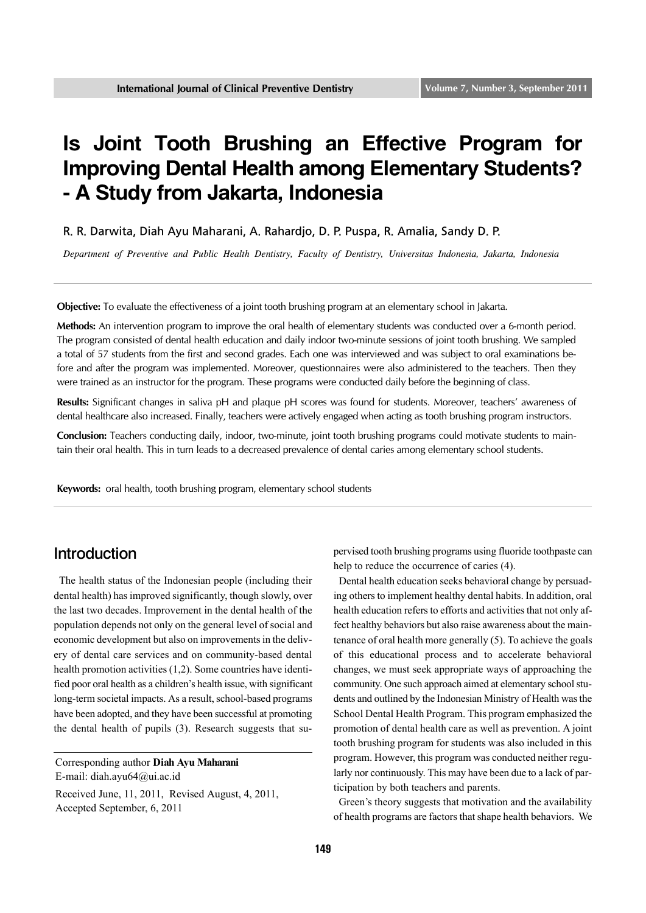# Is Joint Tooth Brushing an Effective Program for Improving Dental Health among Elementary Students? - A Study from Jakarta, Indonesia

R. R. Darwita, Diah Ayu Maharani, A. Rahardjo, D. P. Puspa, R. Amalia, Sandy D. P.

*Department of Preventive and Public Health Dentistry, Faculty of Dentistry, Universitas Indonesia, Jakarta, Indonesia*

---

**Objective:** To evaluate the effectiveness of a joint tooth brushing program at an elementary school in Jakarta.

**Methods:** An intervention program to improve the oral health of elementary students was conducted over a 6-month period. The program consisted of dental health education and daily indoor two-minute sessions of joint tooth brushing. We sampled a total of 57 students from the first and second grades. Each one was interviewed and was subject to oral examinations before and after the program was implemented. Moreover, questionnaires were also administered to the teachers. Then they were trained as an instructor for the program. These programs were conducted daily before the beginning of class.

**Results:** Significant changes in saliva pH and plaque pH scores was found for students. Moreover, teachers' awareness of dental healthcare also increased. Finally, teachers were actively engaged when acting as tooth brushing program instructors.

**Conclusion:** Teachers conducting daily, indoor, two-minute, joint tooth brushing programs could motivate students to maintain their oral health. This in turn leads to a decreased prevalence of dental caries among elementary school students.

**Keywords:** oral health, tooth brushing program, elementary school students

---

## Introduction

The health status of the Indonesian people (including their dental health) has improved significantly, though slowly, over the last two decades. Improvement in the dental health of the population depends not only on the general level of social and economic development but also on improvements in the delivery of dental care services and on community-based dental health promotion activities (1,2). Some countries have identified poor oral health as a children's health issue, with significant long-term societal impacts. As a result, school-based programs have been adopted, and they have been successful at promoting the dental health of pupils (3). Research suggests that supervised tooth brushing programs using fluoride toothpaste can help to reduce the occurrence of caries (4).

Dental health education seeks behavioral change by persuading others to implement healthy dental habits. In addition, oral health education refers to efforts and activities that not only affect healthy behaviors but also raise awareness about the maintenance of oral health more generally (5). To achieve the goals of this educational process and to accelerate behavioral changes, we must seek appropriate ways of approaching the community. One such approach aimed at elementary school students and outlined by the Indonesian Ministry of Health was the School Dental Health Program. This program emphasized the promotion of dental health care as well as prevention. A joint tooth brushing program for students was also included in this program. However, this program was conducted neither regularly nor continuously. This may have been due to a lack of participation by both teachers and parents.

Green's theory suggests that motivation and the availability of health programs are factors that shape health behaviors. We

---

Corresponding author **Diah Ayu Maharani**
E-mail: diah.ayu64@ui.ac.id

Received June, 11, 2011, Revised August, 4, 2011, Accepted September, 6, 2011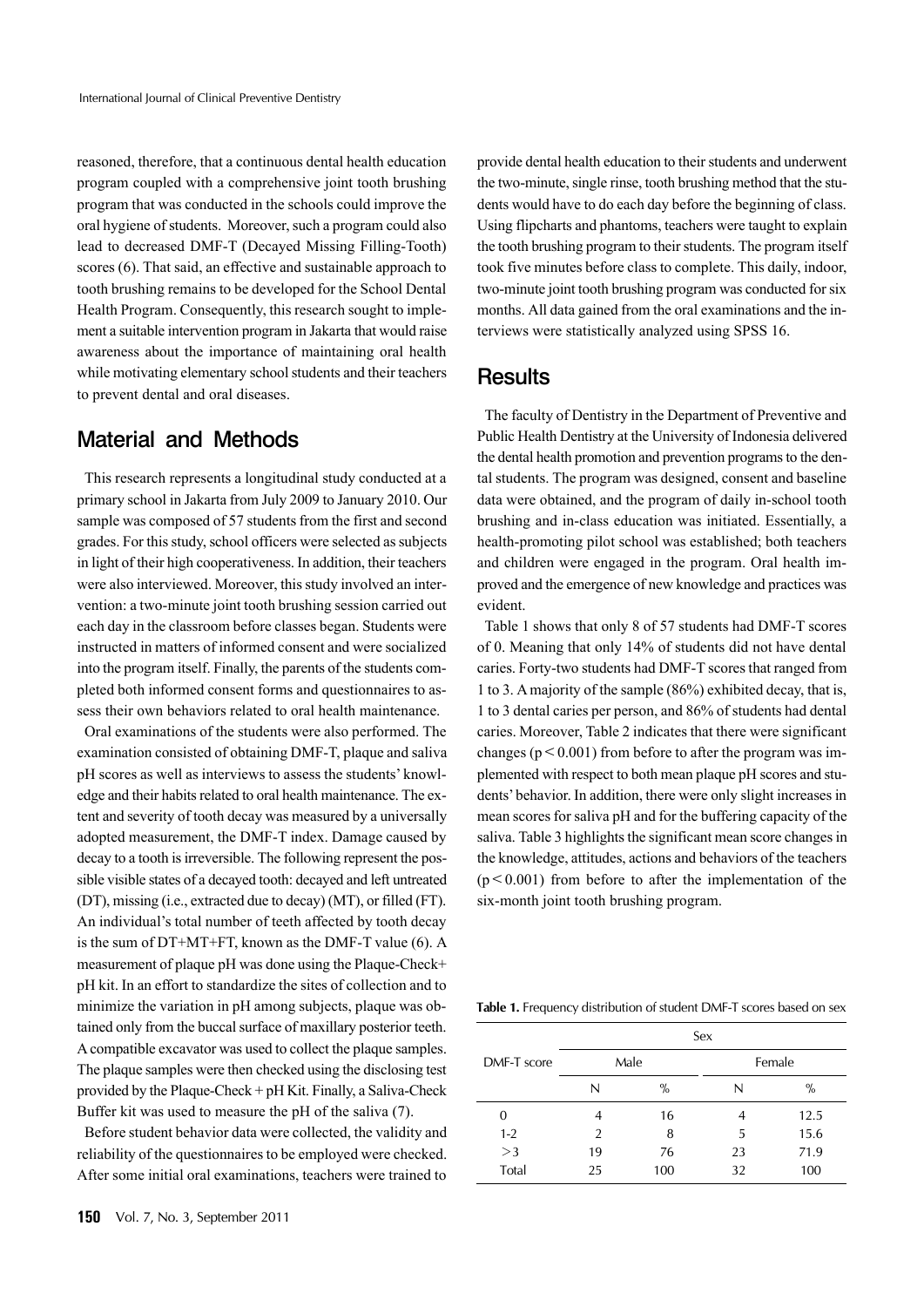reasoned, therefore, that a continuous dental health education program coupled with a comprehensive joint tooth brushing program that was conducted in the schools could improve the oral hygiene of students. Moreover, such a program could also lead to decreased DMF-T (Decayed Missing Filling-Tooth) scores (6). That said, an effective and sustainable approach to tooth brushing remains to be developed for the School Dental Health Program. Consequently, this research sought to implement a suitable intervention program in Jakarta that would raise awareness about the importance of maintaining oral health while motivating elementary school students and their teachers to prevent dental and oral diseases.

## Material and Methods

This research represents a longitudinal study conducted at a primary school in Jakarta from July 2009 to January 2010. Our sample was composed of 57 students from the first and second grades. For this study, school officers were selected as subjects in light of their high cooperativeness. In addition, their teachers were also interviewed. Moreover, this study involved an intervention: a two-minute joint tooth brushing session carried out each day in the classroom before classes began. Students were instructed in matters of informed consent and were socialized into the program itself. Finally, the parents of the students completed both informed consent forms and questionnaires to assess their own behaviors related to oral health maintenance.

Oral examinations of the students were also performed. The examination consisted of obtaining DMF-T, plaque and saliva pH scores as well as interviews to assess the students' knowledge and their habits related to oral health maintenance. The extent and severity of tooth decay was measured by a universally adopted measurement, the DMF-T index. Damage caused by decay to a tooth is irreversible. The following represent the possible visible states of a decayed tooth: decayed and left untreated (DT), missing (i.e., extracted due to decay) (MT), or filled (FT). An individual's total number of teeth affected by tooth decay is the sum of DT+MT+FT, known as the DMF-T value (6). A measurement of plaque pH was done using the Plaque-Check+ pH kit. In an effort to standardize the sites of collection and to minimize the variation in pH among subjects, plaque was obtained only from the buccal surface of maxillary posterior teeth. A compatible excavator was used to collect the plaque samples. The plaque samples were then checked using the disclosing test provided by the Plaque-Check + pH Kit. Finally, a Saliva-Check Buffer kit was used to measure the pH of the saliva (7).

Before student behavior data were collected, the validity and reliability of the questionnaires to be employed were checked. After some initial oral examinations, teachers were trained to provide dental health education to their students and underwent the two-minute, single rinse, tooth brushing method that the students would have to do each day before the beginning of class. Using flipcharts and phantoms, teachers were taught to explain the tooth brushing program to their students. The program itself took five minutes before class to complete. This daily, indoor, two-minute joint tooth brushing program was conducted for six months. All data gained from the oral examinations and the interviews were statistically analyzed using SPSS 16.

## Results

The faculty of Dentistry in the Department of Preventive and Public Health Dentistry at the University of Indonesia delivered the dental health promotion and prevention programs to the dental students. The program was designed, consent and baseline data were obtained, and the program of daily in-school tooth brushing and in-class education was initiated. Essentially, a health-promoting pilot school was established; both teachers and children were engaged in the program. Oral health improved and the emergence of new knowledge and practices was evident.

Table 1 shows that only 8 of 57 students had DMF-T scores of 0. Meaning that only 14% of students did not have dental caries. Forty-two students had DMF-T scores that ranged from 1 to 3. A majority of the sample (86%) exhibited decay, that is, 1 to 3 dental caries per person, and 86% of students had dental caries. Moreover, Table 2 indicates that there were significant changes ($p < 0.001$) from before to after the program was implemented with respect to both mean plaque pH scores and students' behavior. In addition, there were only slight increases in mean scores for saliva pH and for the buffering capacity of the saliva. Table 3 highlights the significant mean score changes in the knowledge, attitudes, actions and behaviors of the teachers ($p < 0.001$) from before to after the implementation of the six-month joint tooth brushing program.

**Table 1.** Frequency distribution of student DMF-T scores based on sex

| DMF-T score | Sex | | | |
|---|---|---|---|---|
| | Male | | Female | |
| | N | % | N | % |
| 0 | 4 | 16 | 4 | 12.5 |
| 1-2 | 2 | 8 | 5 | 15.6 |
| >3 | 19 | 76 | 23 | 71.9 |
| Total | 25 | 100 | 32 | 100 |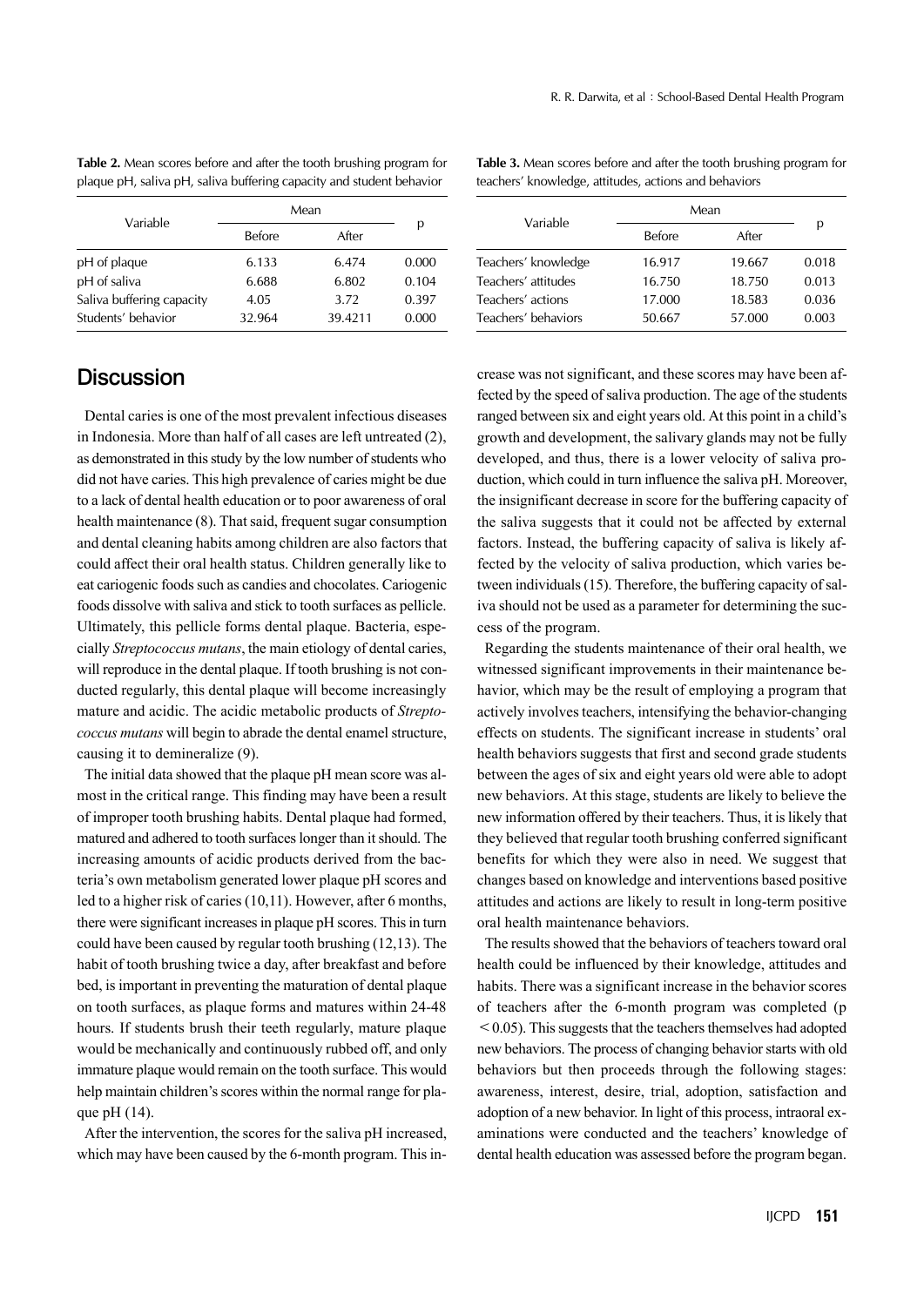**Table 2.** Mean scores before and after the tooth brushing program for plaque pH, saliva pH, saliva buffering capacity and student behavior

| Variable | Mean | | p |
|---|---|---|---|
| | Before | After | |
| pH of plaque | 6.133 | 6.474 | 0.000 |
| pH of saliva | 6.688 | 6.802 | 0.104 |
| Saliva buffering capacity | 4.05 | 3.72 | 0.397 |
| Students' behavior | 32.964 | 39.4211 | 0.000 |

**Table 3.** Mean scores before and after the tooth brushing program for teachers' knowledge, attitudes, actions and behaviors

| Variable | Mean | | p |
|---|---|---|---|
| | Before | After | |
| Teachers' knowledge | 16.917 | 19.667 | 0.018 |
| Teachers' attitudes | 16.750 | 18.750 | 0.013 |
| Teachers' actions | 17.000 | 18.583 | 0.036 |
| Teachers' behaviors | 50.667 | 57.000 | 0.003 |

## Discussion

Dental caries is one of the most prevalent infectious diseases in Indonesia. More than half of all cases are left untreated (2), as demonstrated in this study by the low number of students who did not have caries. This high prevalence of caries might be due to a lack of dental health education or to poor awareness of oral health maintenance (8). That said, frequent sugar consumption and dental cleaning habits among children are also factors that could affect their oral health status. Children generally like to eat cariogenic foods such as candies and chocolates. Cariogenic foods dissolve with saliva and stick to tooth surfaces as pellicle. Ultimately, this pellicle forms dental plaque. Bacteria, especially *Streptococcus mutans*, the main etiology of dental caries, will reproduce in the dental plaque. If tooth brushing is not conducted regularly, this dental plaque will become increasingly mature and acidic. The acidic metabolic products of *Streptococcus mutans* will begin to abrade the dental enamel structure, causing it to demineralize (9).

The initial data showed that the plaque pH mean score was almost in the critical range. This finding may have been a result of improper tooth brushing habits. Dental plaque had formed, matured and adhered to tooth surfaces longer than it should. The increasing amounts of acidic products derived from the bacteria's own metabolism generated lower plaque pH scores and led to a higher risk of caries (10,11). However, after 6 months, there were significant increases in plaque pH scores. This in turn could have been caused by regular tooth brushing (12,13). The habit of tooth brushing twice a day, after breakfast and before bed, is important in preventing the maturation of dental plaque on tooth surfaces, as plaque forms and matures within 24-48 hours. If students brush their teeth regularly, mature plaque would be mechanically and continuously rubbed off, and only immature plaque would remain on the tooth surface. This would help maintain children's scores within the normal range for plaque pH (14).

After the intervention, the scores for the saliva pH increased, which may have been caused by the 6-month program. This increase was not significant, and these scores may have been affected by the speed of saliva production. The age of the students ranged between six and eight years old. At this point in a child's growth and development, the salivary glands may not be fully developed, and thus, there is a lower velocity of saliva production, which could in turn influence the saliva pH. Moreover, the insignificant decrease in score for the buffering capacity of the saliva suggests that it could not be affected by external factors. Instead, the buffering capacity of saliva is likely affected by the velocity of saliva production, which varies between individuals (15). Therefore, the buffering capacity of saliva should not be used as a parameter for determining the success of the program.

Regarding the students maintenance of their oral health, we witnessed significant improvements in their maintenance behavior, which may be the result of employing a program that actively involves teachers, intensifying the behavior-changing effects on students. The significant increase in students' oral health behaviors suggests that first and second grade students between the ages of six and eight years old were able to adopt new behaviors. At this stage, students are likely to believe the new information offered by their teachers. Thus, it is likely that they believed that regular tooth brushing conferred significant benefits for which they were also in need. We suggest that changes based on knowledge and interventions based positive attitudes and actions are likely to result in long-term positive oral health maintenance behaviors.

The results showed that the behaviors of teachers toward oral health could be influenced by their knowledge, attitudes and habits. There was a significant increase in the behavior scores of teachers after the 6-month program was completed ($p < 0.05$). This suggests that the teachers themselves had adopted new behaviors. The process of changing behavior starts with old behaviors but then proceeds through the following stages: awareness, interest, desire, trial, adoption, satisfaction and adoption of a new behavior. In light of this process, intraoral examinations were conducted and the teachers' knowledge of dental health education was assessed before the program began.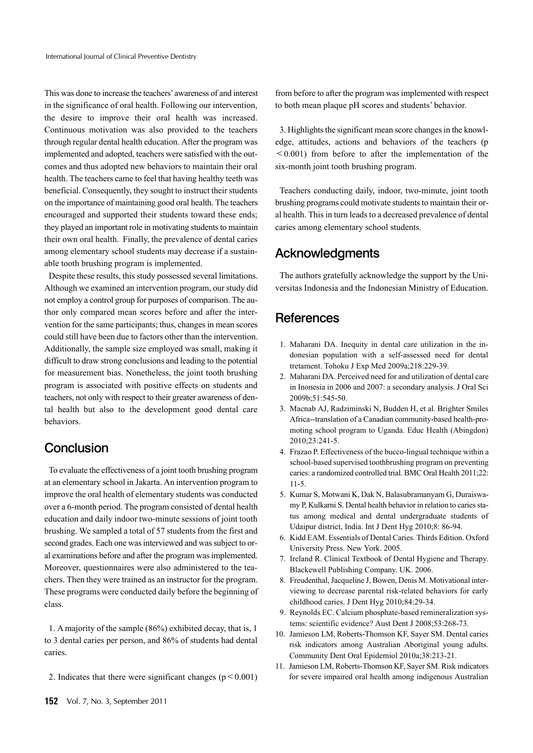This was done to increase the teachers' awareness of and interest in the significance of oral health. Following our intervention, the desire to improve their oral health was increased. Continuous motivation was also provided to the teachers through regular dental health education. After the program was implemented and adopted, teachers were satisfied with the outcomes and thus adopted new behaviors to maintain their oral health. The teachers came to feel that having healthy teeth was beneficial. Consequently, they sought to instruct their students on the importance of maintaining good oral health. The teachers encouraged and supported their students toward these ends; they played an important role in motivating students to maintain their own oral health. Finally, the prevalence of dental caries among elementary school students may decrease if a sustainable tooth brushing program is implemented.

Despite these results, this study possessed several limitations. Although we examined an intervention program, our study did not employ a control group for purposes of comparison. The author only compared mean scores before and after the intervention for the same participants; thus, changes in mean scores could still have been due to factors other than the intervention. Additionally, the sample size employed was small, making it difficult to draw strong conclusions and leading to the potential for measurement bias. Nonetheless, the joint tooth brushing program is associated with positive effects on students and teachers, not only with respect to their greater awareness of dental health but also to the development good dental care behaviors.

## Conclusion

To evaluate the effectiveness of a joint tooth brushing program at an elementary school in Jakarta. An intervention program to improve the oral health of elementary students was conducted over a 6-month period. The program consisted of dental health education and daily indoor two-minute sessions of joint tooth brushing. We sampled a total of 57 students from the first and second grades. Each one was interviewed and was subject to oral examinations before and after the program was implemented. Moreover, questionnaires were also administered to the teachers. Then they were trained as an instructor for the program. These programs were conducted daily before the beginning of class.

1. A majority of the sample (86%) exhibited decay, that is, 1 to 3 dental caries per person, and 86% of students had dental caries.

2. Indicates that there were significant changes ($p < 0.001$) from before to after the program was implemented with respect to both mean plaque pH scores and students' behavior.

3. Highlights the significant mean score changes in the knowledge, attitudes, actions and behaviors of the teachers ($p < 0.001$) from before to after the implementation of the six-month joint tooth brushing program.

Teachers conducting daily, indoor, two-minute, joint tooth brushing programs could motivate students to maintain their oral health. This in turn leads to a decreased prevalence of dental caries among elementary school students.

## Acknowledgments

The authors gratefully acknowledge the support by the Universitas Indonesia and the Indonesian Ministry of Education.

## References

1. Maharani DA. Inequity in dental care utilization in the indonesian population with a self-assessed need for dental tretament. Tohoku J Exp Med 2009a;218:229-39.
2. Maharani DA. Perceived need for and utilization of dental care in Inonesia in 2006 and 2007: a secondary analysis. J Oral Sci 2009b;51:545-50.
3. Macnab AJ, Radziminski N, Budden H, et al. Brighter Smiles Africa--translation of a Canadian community-based health-promoting school program to Uganda. Educ Health (Abingdon) 2010;23:241-5.
4. Frazao P. Effectiveness of the bucco-lingual technique within a school-based supervised toothbrushing program on preventing caries: a randomized controlled trial. BMC Oral Health 2011;22: 11-5.
5. Kumar S, Motwani K, Dak N, Balasubramanyam G, Duraiswamy P, Kulkarni S. Dental health behavior in relation to caries status among medical and dental undergraduate students of Udaipur district, India. Int J Dent Hyg 2010;8: 86-94.
6. Kidd EAM. Essentials of Dental Caries. Thirds Edition. Oxford University Press. New York. 2005.
7. Ireland R. Clinical Textbook of Dental Hygiene and Therapy. Blackewell Publishing Company. UK. 2006.
8. Freudenthal, Jacqueline J, Bowen, Denis M. Motivational interviewing to decrease parental risk-related behaviors for early childhood caries. J Dent Hyg 2010;84:29-34.
9. Reynolds EC. Calcium phosphate-based remineralization systems: scientific evidence? Aust Dent J 2008;53:268-73.
10. Jamieson LM, Roberts-Thomson KF, Sayer SM. Dental caries risk indicators among Australian Aboriginal young adults. Community Dent Oral Epidemiol 2010a;38:213-21.
11. Jamieson LM, Roberts-Thomson KF, Sayer SM. Risk indicators for severe impaired oral health among indigenous Australian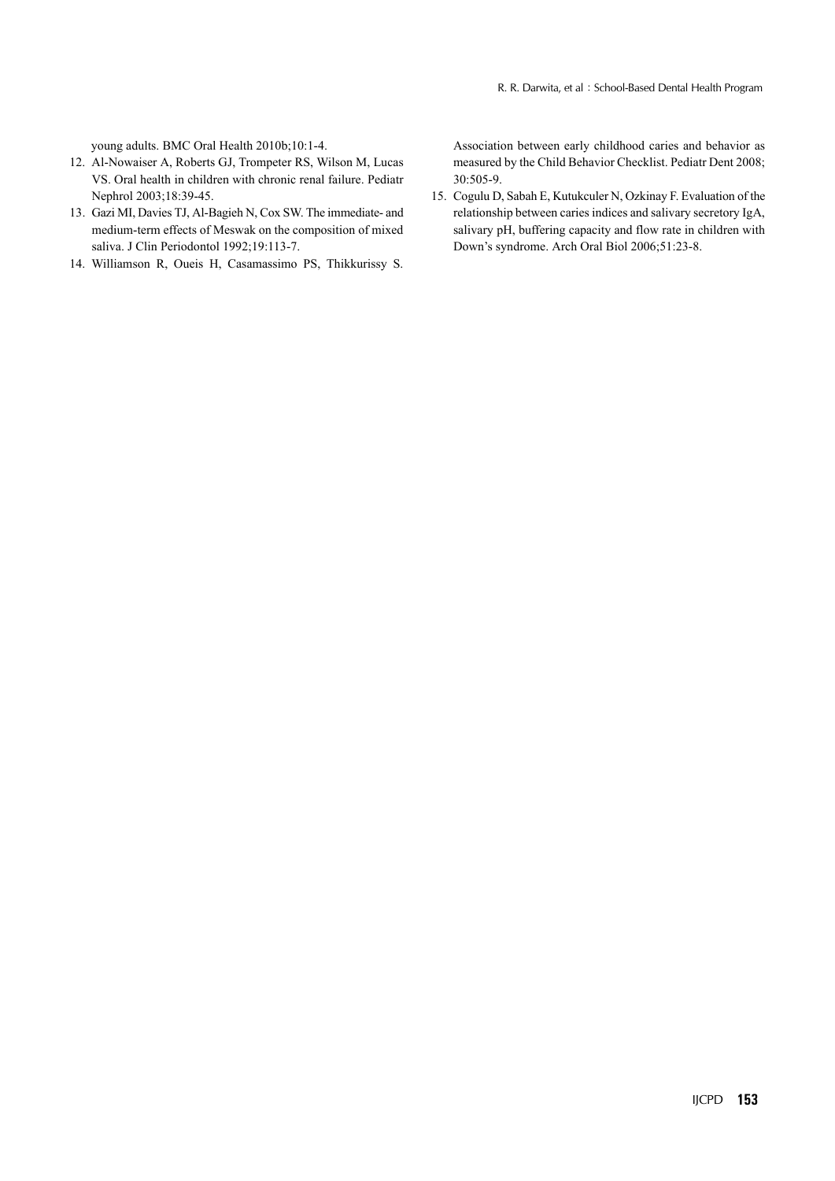young adults. BMC Oral Health 2010b;10:1-4.

12. Al-Nowaiser A, Roberts GJ, Trompeter RS, Wilson M, Lucas VS. Oral health in children with chronic renal failure. Pediatr Nephrol 2003;18:39-45.
13. Gazi MI, Davies TJ, Al-Bagieh N, Cox SW. The immediate- and medium-term effects of Meswak on the composition of mixed saliva. J Clin Periodontol 1992;19:113-7.
14. Williamson R, Oueis H, Casamassimo PS, Thikkurissy S. Association between early childhood caries and behavior as measured by the Child Behavior Checklist. Pediatr Dent 2008; 30:505-9.
15. Cogulu D, Sabah E, Kutukculer N, Ozkinay F. Evaluation of the relationship between caries indices and salivary secretory IgA, salivary pH, buffering capacity and flow rate in children with Down's syndrome. Arch Oral Biol 2006;51:23-8.